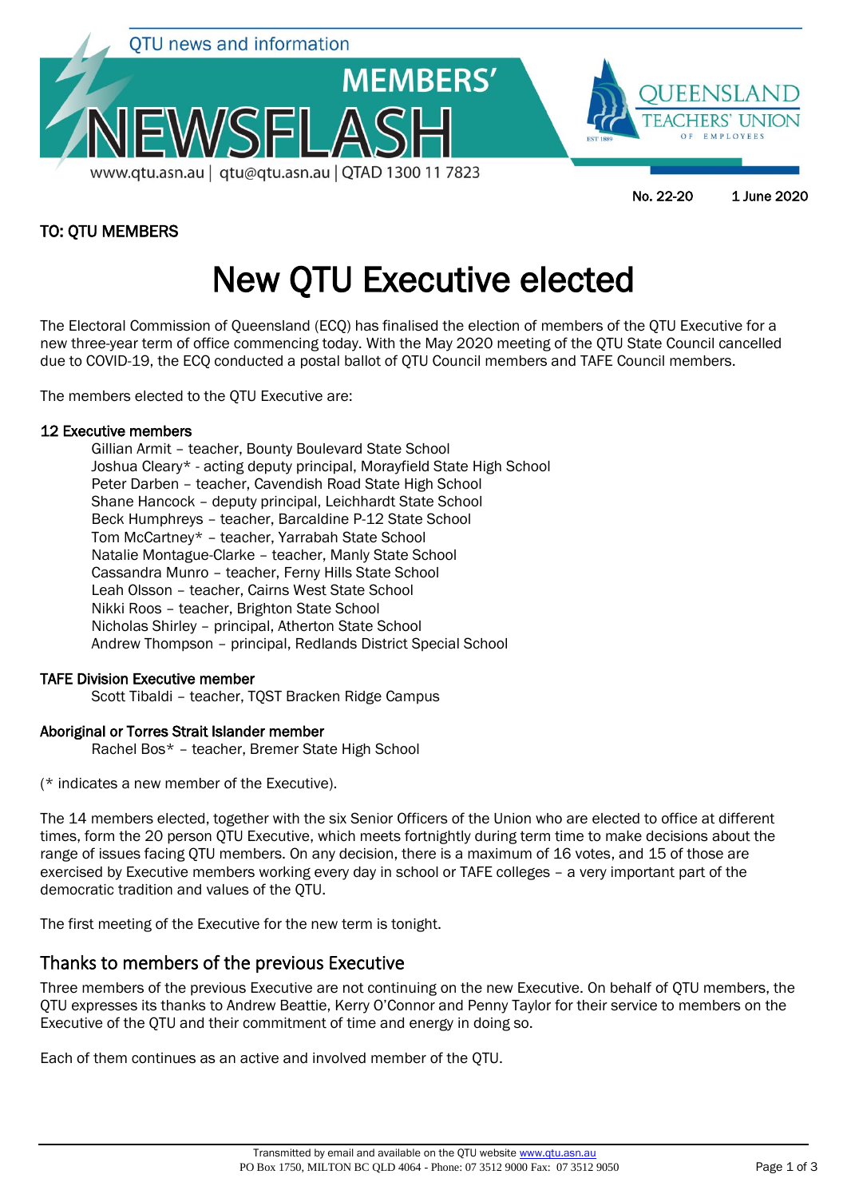QTU news and information

MEMBERS' NEWSFLASH

www.qtu.asn.au | qtu@qtu.asn.au | QTAD 1300 11 7823

QUEENSLAND TEACHERS' UNION OF EMPLOYEES

No. 22-20 1 June 2020

**TO: QTU MEMBERS**

# New QTU Executive elected

The Electoral Commission of Queensland (ECQ) has finalised the election of members of the QTU Executive for a new three-year term of office commencing today. With the May 2020 meeting of the QTU State Council cancelled due to COVID-19, the ECQ conducted a postal ballot of QTU Council members and TAFE Council members.

The members elected to the QTU Executive are:

**12 Executive members**

- Gillian Armit – teacher, Bounty Boulevard State School
- Joshua Cleary* - acting deputy principal, Morayfield State High School
- Peter Darben – teacher, Cavendish Road State High School
- Shane Hancock – deputy principal, Leichhardt State School
- Beck Humphreys – teacher, Barcaldine P-12 State School
- Tom McCartney* – teacher, Yarrabah State School
- Natalie Montague-Clarke – teacher, Manly State School
- Cassandra Munro – teacher, Ferny Hills State School
- Leah Olsson – teacher, Cairns West State School
- Nikki Roos – teacher, Brighton State School
- Nicholas Shirley – principal, Atherton State School
- Andrew Thompson – principal, Redlands District Special School

**TAFE Division Executive member**

- Scott Tibaldi – teacher, TQST Bracken Ridge Campus

**Aboriginal or Torres Strait Islander member**

- Rachel Bos* – teacher, Bremer State High School

(* indicates a new member of the Executive).

The 14 members elected, together with the six Senior Officers of the Union who are elected to office at different times, form the 20 person QTU Executive, which meets fortnightly during term time to make decisions about the range of issues facing QTU members. On any decision, there is a maximum of 16 votes, and 15 of those are exercised by Executive members working every day in school or TAFE colleges – a very important part of the democratic tradition and values of the QTU.

The first meeting of the Executive for the new term is tonight.

## Thanks to members of the previous Executive

Three members of the previous Executive are not continuing on the new Executive. On behalf of QTU members, the QTU expresses its thanks to Andrew Beattie, Kerry O'Connor and Penny Taylor for their service to members on the Executive of the QTU and their commitment of time and energy in doing so.

Each of them continues as an active and involved member of the QTU.

Transmitted by email and available on the QTU website www.qtu.asn.au
PO Box 1750, MILTON BC QLD 4064 - Phone: 07 3512 9000 Fax: 07 3512 9050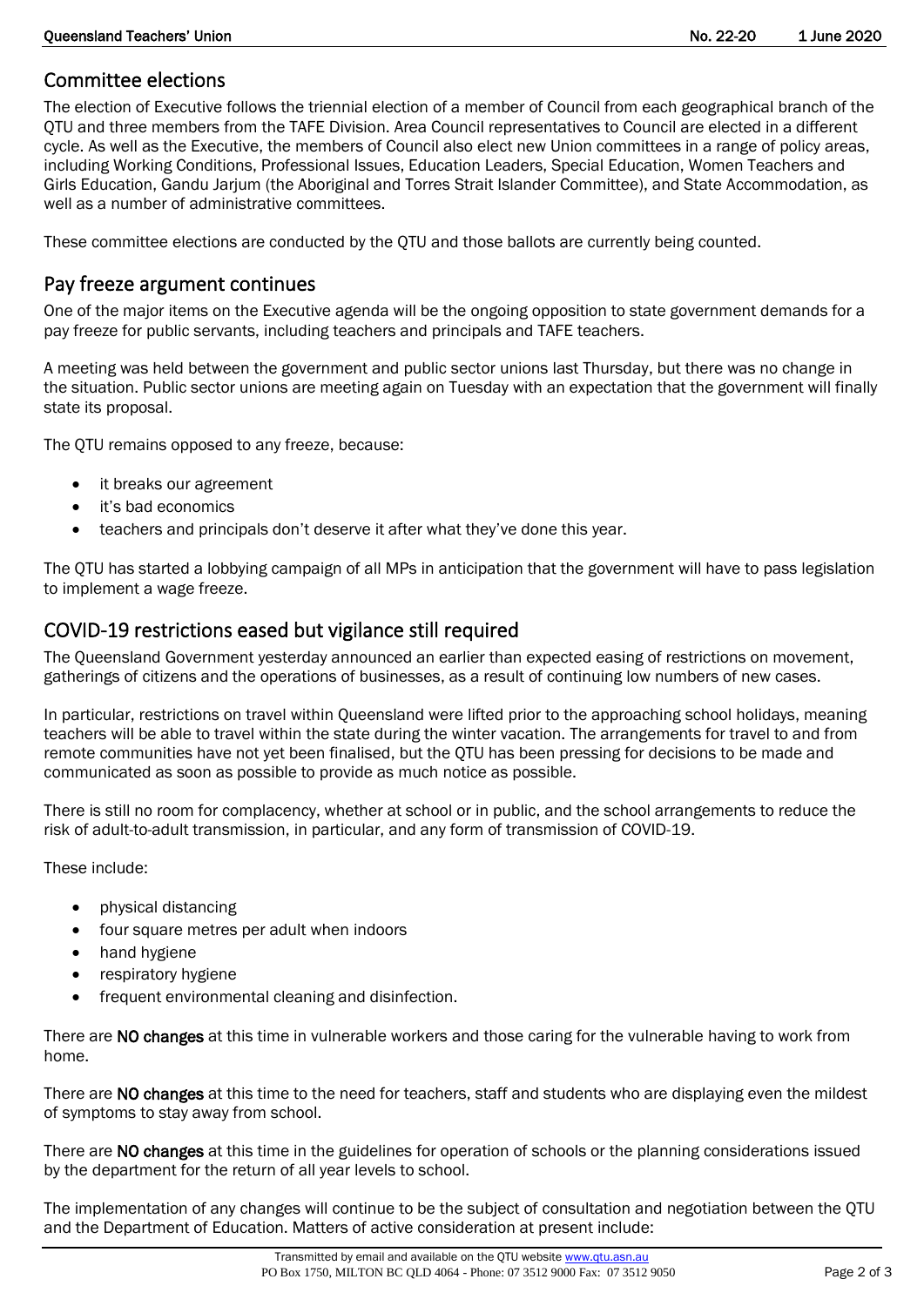## Committee elections

The election of Executive follows the triennial election of a member of Council from each geographical branch of the QTU and three members from the TAFE Division. Area Council representatives to Council are elected in a different cycle. As well as the Executive, the members of Council also elect new Union committees in a range of policy areas, including Working Conditions, Professional Issues, Education Leaders, Special Education, Women Teachers and Girls Education, Gandu Jarjum (the Aboriginal and Torres Strait Islander Committee), and State Accommodation, as well as a number of administrative committees.

These committee elections are conducted by the QTU and those ballots are currently being counted.

## Pay freeze argument continues

One of the major items on the Executive agenda will be the ongoing opposition to state government demands for a pay freeze for public servants, including teachers and principals and TAFE teachers.

A meeting was held between the government and public sector unions last Thursday, but there was no change in the situation. Public sector unions are meeting again on Tuesday with an expectation that the government will finally state its proposal.

The QTU remains opposed to any freeze, because:

- it breaks our agreement
- it's bad economics
- teachers and principals don't deserve it after what they've done this year.

The QTU has started a lobbying campaign of all MPs in anticipation that the government will have to pass legislation to implement a wage freeze.

## COVID-19 restrictions eased but vigilance still required

The Queensland Government yesterday announced an earlier than expected easing of restrictions on movement, gatherings of citizens and the operations of businesses, as a result of continuing low numbers of new cases.

In particular, restrictions on travel within Queensland were lifted prior to the approaching school holidays, meaning teachers will be able to travel within the state during the winter vacation. The arrangements for travel to and from remote communities have not yet been finalised, but the QTU has been pressing for decisions to be made and communicated as soon as possible to provide as much notice as possible.

There is still no room for complacency, whether at school or in public, and the school arrangements to reduce the risk of adult-to-adult transmission, in particular, and any form of transmission of COVID-19.

These include:

- physical distancing
- four square metres per adult when indoors
- hand hygiene
- respiratory hygiene
- frequent environmental cleaning and disinfection.

There are **NO changes** at this time in vulnerable workers and those caring for the vulnerable having to work from home.

There are **NO changes** at this time to the need for teachers, staff and students who are displaying even the mildest of symptoms to stay away from school.

There are **NO changes** at this time in the guidelines for operation of schools or the planning considerations issued by the department for the return of all year levels to school.

The implementation of any changes will continue to be the subject of consultation and negotiation between the QTU and the Department of Education. Matters of active consideration at present include: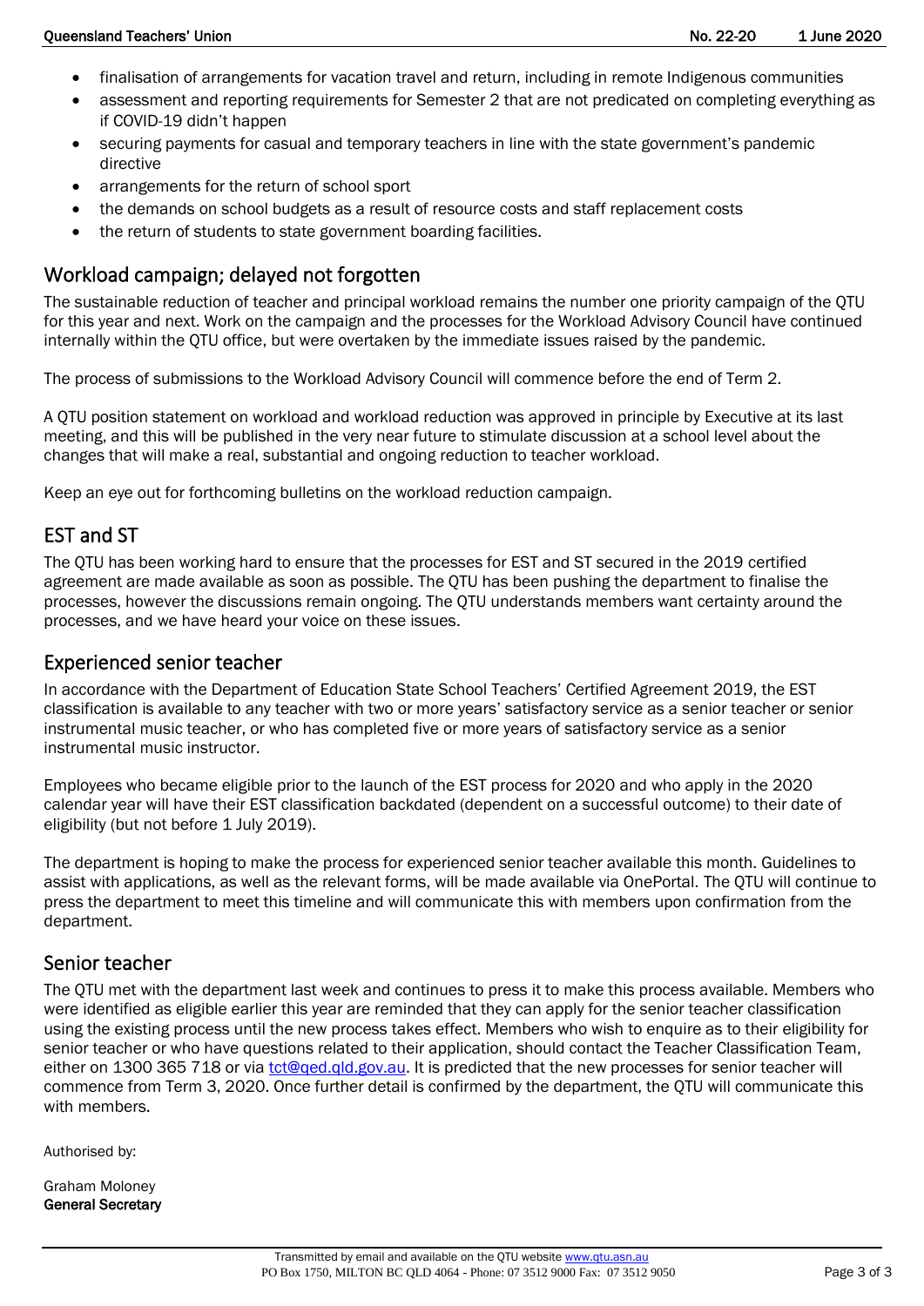- finalisation of arrangements for vacation travel and return, including in remote Indigenous communities
- assessment and reporting requirements for Semester 2 that are not predicated on completing everything as if COVID-19 didn't happen
- securing payments for casual and temporary teachers in line with the state government's pandemic directive
- arrangements for the return of school sport
- the demands on school budgets as a result of resource costs and staff replacement costs
- the return of students to state government boarding facilities.

## Workload campaign; delayed not forgotten

The sustainable reduction of teacher and principal workload remains the number one priority campaign of the QTU for this year and next. Work on the campaign and the processes for the Workload Advisory Council have continued internally within the QTU office, but were overtaken by the immediate issues raised by the pandemic.

The process of submissions to the Workload Advisory Council will commence before the end of Term 2.

A QTU position statement on workload and workload reduction was approved in principle by Executive at its last meeting, and this will be published in the very near future to stimulate discussion at a school level about the changes that will make a real, substantial and ongoing reduction to teacher workload.

Keep an eye out for forthcoming bulletins on the workload reduction campaign.

## EST and ST

The QTU has been working hard to ensure that the processes for EST and ST secured in the 2019 certified agreement are made available as soon as possible. The QTU has been pushing the department to finalise the processes, however the discussions remain ongoing. The QTU understands members want certainty around the processes, and we have heard your voice on these issues.

## Experienced senior teacher

In accordance with the Department of Education State School Teachers' Certified Agreement 2019, the EST classification is available to any teacher with two or more years' satisfactory service as a senior teacher or senior instrumental music teacher, or who has completed five or more years of satisfactory service as a senior instrumental music instructor.

Employees who became eligible prior to the launch of the EST process for 2020 and who apply in the 2020 calendar year will have their EST classification backdated (dependent on a successful outcome) to their date of eligibility (but not before 1 July 2019).

The department is hoping to make the process for experienced senior teacher available this month. Guidelines to assist with applications, as well as the relevant forms, will be made available via OnePortal. The QTU will continue to press the department to meet this timeline and will communicate this with members upon confirmation from the department.

## Senior teacher

The QTU met with the department last week and continues to press it to make this process available. Members who were identified as eligible earlier this year are reminded that they can apply for the senior teacher classification using the existing process until the new process takes effect. Members who wish to enquire as to their eligibility for senior teacher or who have questions related to their application, should contact the Teacher Classification Team, either on 1300 365 718 or via tct@qed.qld.gov.au. It is predicted that the new processes for senior teacher will commence from Term 3, 2020. Once further detail is confirmed by the department, the QTU will communicate this with members.

Authorised by:

Graham Moloney
**General Secretary**